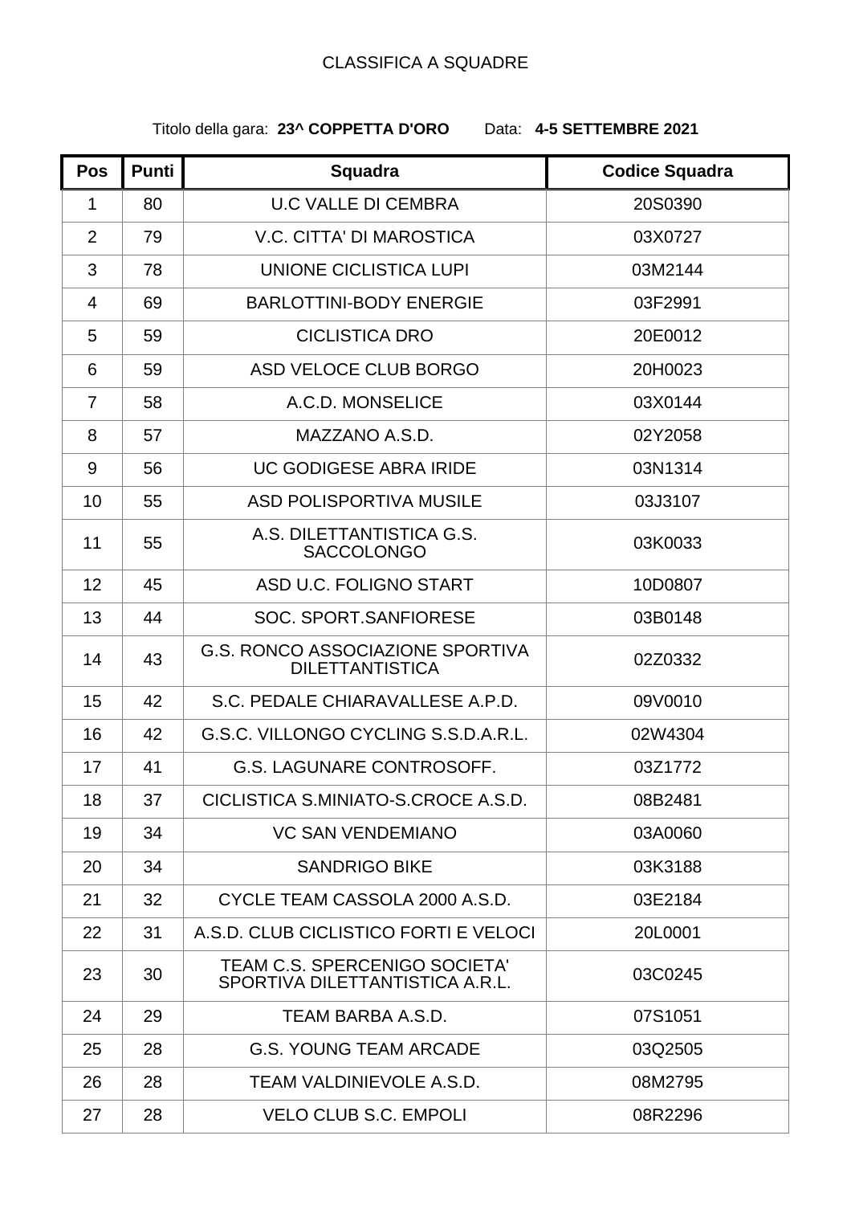# CLASSIFICA A SQUADRE

Titolo della gara: **23^ COPPETTA D'ORO** Data: **4-5 SETTEMBRE 2021**

| Pos | Punti | Squadra | Codice Squadra |
|---|---|---|---|
| 1 | 80 | U.C VALLE DI CEMBRA | 20S0390 |
| 2 | 79 | V.C. CITTA' DI MAROSTICA | 03X0727 |
| 3 | 78 | UNIONE CICLISTICA LUPI | 03M2144 |
| 4 | 69 | BARLOTTINI-BODY ENERGIE | 03F2991 |
| 5 | 59 | CICLISTICA DRO | 20E0012 |
| 6 | 59 | ASD VELOCE CLUB BORGO | 20H0023 |
| 7 | 58 | A.C.D. MONSELICE | 03X0144 |
| 8 | 57 | MAZZANO A.S.D. | 02Y2058 |
| 9 | 56 | UC GODIGESE ABRA IRIDE | 03N1314 |
| 10 | 55 | ASD POLISPORTIVA MUSILE | 03J3107 |
| 11 | 55 | A.S. DILETTANTISTICA G.S. SACCOLONGO | 03K0033 |
| 12 | 45 | ASD U.C. FOLIGNO START | 10D0807 |
| 13 | 44 | SOC. SPORT.SANFIORESE | 03B0148 |
| 14 | 43 | G.S. RONCO ASSOCIAZIONE SPORTIVA DILETTANTISTICA | 02Z0332 |
| 15 | 42 | S.C. PEDALE CHIARAVALLESE A.P.D. | 09V0010 |
| 16 | 42 | G.S.C. VILLONGO CYCLING S.S.D.A.R.L. | 02W4304 |
| 17 | 41 | G.S. LAGUNARE CONTROSOFF. | 03Z1772 |
| 18 | 37 | CICLISTICA S.MINIATO-S.CROCE A.S.D. | 08B2481 |
| 19 | 34 | VC SAN VENDEMIANO | 03A0060 |
| 20 | 34 | SANDRIGO BIKE | 03K3188 |
| 21 | 32 | CYCLE TEAM CASSOLA 2000 A.S.D. | 03E2184 |
| 22 | 31 | A.S.D. CLUB CICLISTICO FORTI E VELOCI | 20L0001 |
| 23 | 30 | TEAM C.S. SPERCENIGO SOCIETA' SPORTIVA DILETTANTISTICA A.R.L. | 03C0245 |
| 24 | 29 | TEAM BARBA A.S.D. | 07S1051 |
| 25 | 28 | G.S. YOUNG TEAM ARCADE | 03Q2505 |
| 26 | 28 | TEAM VALDINIEVOLE A.S.D. | 08M2795 |
| 27 | 28 | VELO CLUB S.C. EMPOLI | 08R2296 |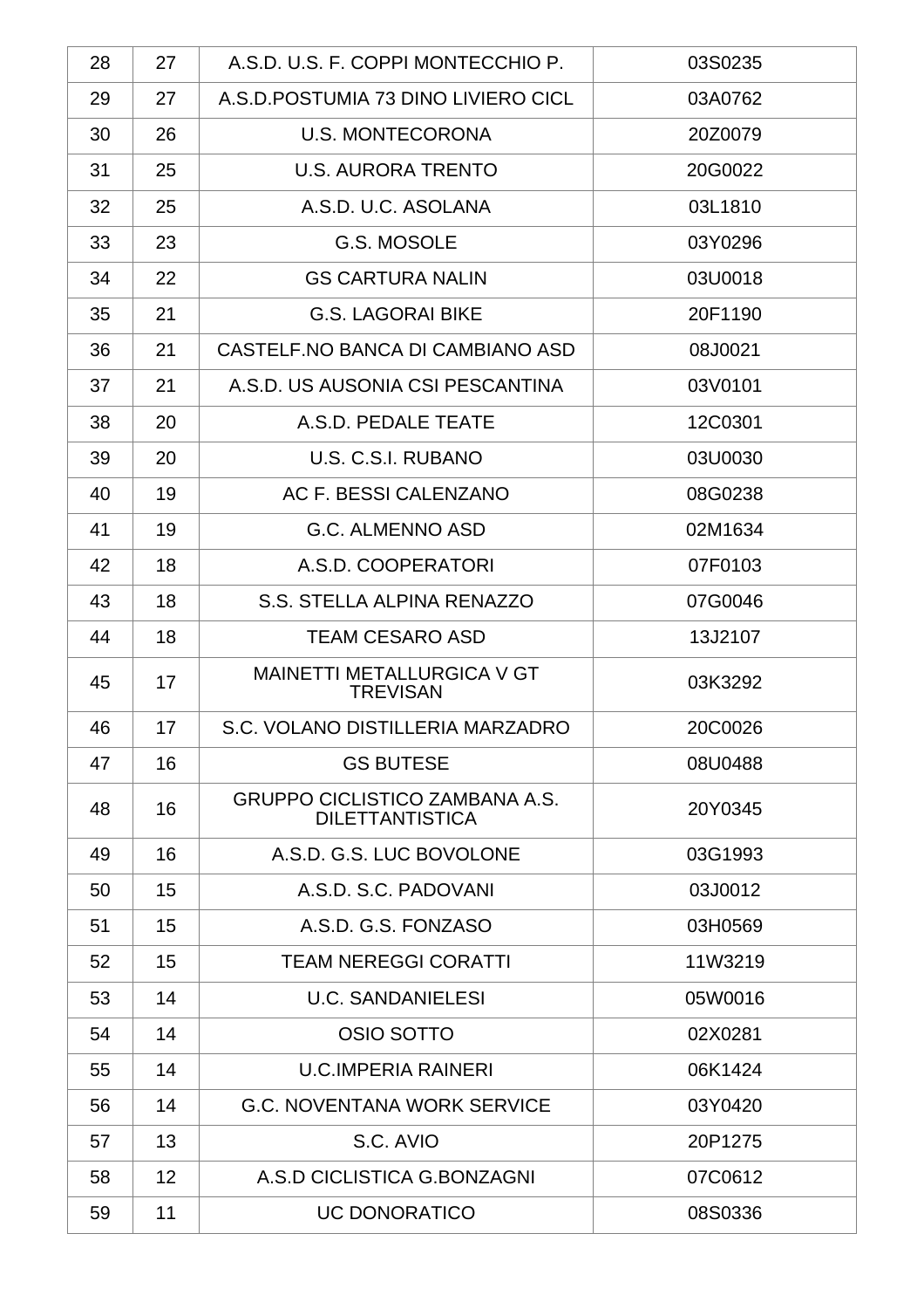| 28 | 27 | A.S.D. U.S. F. COPPI MONTECCHIO P. | 03S0235 |
|---|---|---|---|
| 29 | 27 | A.S.D.POSTUMIA 73 DINO LIVIERO CICL | 03A0762 |
| 30 | 26 | U.S. MONTECORONA | 20Z0079 |
| 31 | 25 | U.S. AURORA TRENTO | 20G0022 |
| 32 | 25 | A.S.D. U.C. ASOLANA | 03L1810 |
| 33 | 23 | G.S. MOSOLE | 03Y0296 |
| 34 | 22 | GS CARTURA NALIN | 03U0018 |
| 35 | 21 | G.S. LAGORAI BIKE | 20F1190 |
| 36 | 21 | CASTELF.NO BANCA DI CAMBIANO ASD | 08J0021 |
| 37 | 21 | A.S.D. US AUSONIA CSI PESCANTINA | 03V0101 |
| 38 | 20 | A.S.D. PEDALE TEATE | 12C0301 |
| 39 | 20 | U.S. C.S.I. RUBANO | 03U0030 |
| 40 | 19 | AC F. BESSI CALENZANO | 08G0238 |
| 41 | 19 | G.C. ALMENNO ASD | 02M1634 |
| 42 | 18 | A.S.D. COOPERATORI | 07F0103 |
| 43 | 18 | S.S. STELLA ALPINA RENAZZO | 07G0046 |
| 44 | 18 | TEAM CESARO ASD | 13J2107 |
| 45 | 17 | MAINETTI METALLURGICA V GT TREVISAN | 03K3292 |
| 46 | 17 | S.C. VOLANO DISTILLERIA MARZADRO | 20C0026 |
| 47 | 16 | GS BUTESE | 08U0488 |
| 48 | 16 | GRUPPO CICLISTICO ZAMBANA A.S. DILETTANTISTICA | 20Y0345 |
| 49 | 16 | A.S.D. G.S. LUC BOVOLONE | 03G1993 |
| 50 | 15 | A.S.D. S.C. PADOVANI | 03J0012 |
| 51 | 15 | A.S.D. G.S. FONZASO | 03H0569 |
| 52 | 15 | TEAM NEREGGI CORATTI | 11W3219 |
| 53 | 14 | U.C. SANDANIELESI | 05W0016 |
| 54 | 14 | OSIO SOTTO | 02X0281 |
| 55 | 14 | U.C.IMPERIA RAINERI | 06K1424 |
| 56 | 14 | G.C. NOVENTANA WORK SERVICE | 03Y0420 |
| 57 | 13 | S.C. AVIO | 20P1275 |
| 58 | 12 | A.S.D CICLISTICA G.BONZAGNI | 07C0612 |
| 59 | 11 | UC DONORATICO | 08S0336 |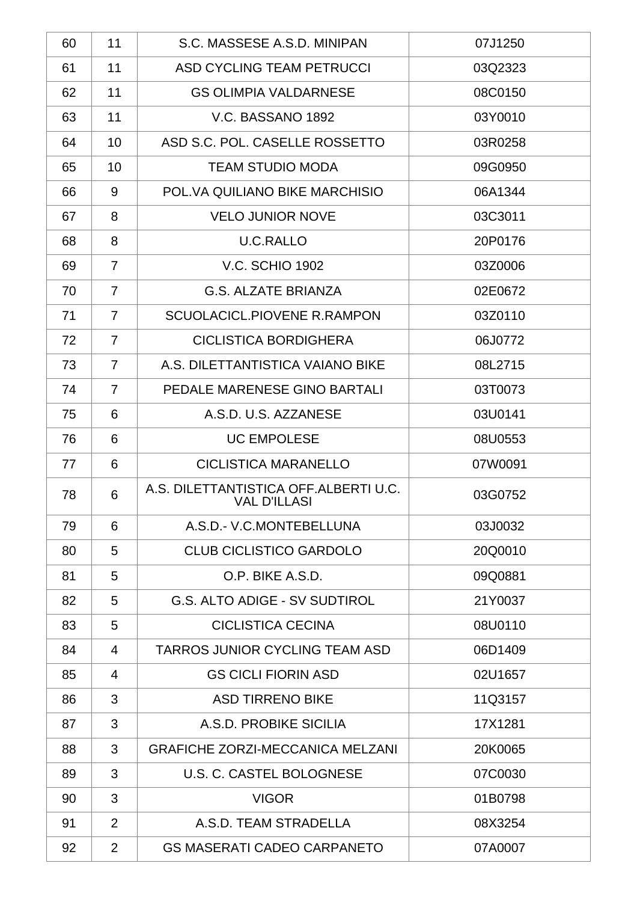| 60 | 11 | S.C. MASSESE A.S.D. MINIPAN | 07J1250 |
|---|---|---|---|
| 61 | 11 | ASD CYCLING TEAM PETRUCCI | 03Q2323 |
| 62 | 11 | GS OLIMPIA VALDARNESE | 08C0150 |
| 63 | 11 | V.C. BASSANO 1892 | 03Y0010 |
| 64 | 10 | ASD S.C. POL. CASELLE ROSSETTO | 03R0258 |
| 65 | 10 | TEAM STUDIO MODA | 09G0950 |
| 66 | 9 | POL.VA QUILIANO BIKE MARCHISIO | 06A1344 |
| 67 | 8 | VELO JUNIOR NOVE | 03C3011 |
| 68 | 8 | U.C.RALLO | 20P0176 |
| 69 | 7 | V.C. SCHIO 1902 | 03Z0006 |
| 70 | 7 | G.S. ALZATE BRIANZA | 02E0672 |
| 71 | 7 | SCUOLACICL.PIOVENE R.RAMPON | 03Z0110 |
| 72 | 7 | CICLISTICA BORDIGHERA | 06J0772 |
| 73 | 7 | A.S. DILETTANTISTICA VAIANO BIKE | 08L2715 |
| 74 | 7 | PEDALE MARENESE GINO BARTALI | 03T0073 |
| 75 | 6 | A.S.D. U.S. AZZANESE | 03U0141 |
| 76 | 6 | UC EMPOLESE | 08U0553 |
| 77 | 6 | CICLISTICA MARANELLO | 07W0091 |
| 78 | 6 | A.S. DILETTANTISTICA OFF.ALBERTI U.C. VAL D'ILLASI | 03G0752 |
| 79 | 6 | A.S.D.- V.C.MONTEBELLUNA | 03J0032 |
| 80 | 5 | CLUB CICLISTICO GARDOLO | 20Q0010 |
| 81 | 5 | O.P. BIKE A.S.D. | 09Q0881 |
| 82 | 5 | G.S. ALTO ADIGE - SV SUDTIROL | 21Y0037 |
| 83 | 5 | CICLISTICA CECINA | 08U0110 |
| 84 | 4 | TARROS JUNIOR CYCLING TEAM ASD | 06D1409 |
| 85 | 4 | GS CICLI FIORIN ASD | 02U1657 |
| 86 | 3 | ASD TIRRENO BIKE | 11Q3157 |
| 87 | 3 | A.S.D. PROBIKE SICILIA | 17X1281 |
| 88 | 3 | GRAFICHE ZORZI-MECCANICA MELZANI | 20K0065 |
| 89 | 3 | U.S. C. CASTEL BOLOGNESE | 07C0030 |
| 90 | 3 | VIGOR | 01B0798 |
| 91 | 2 | A.S.D. TEAM STRADELLA | 08X3254 |
| 92 | 2 | GS MASERATI CADEO CARPANETO | 07A0007 |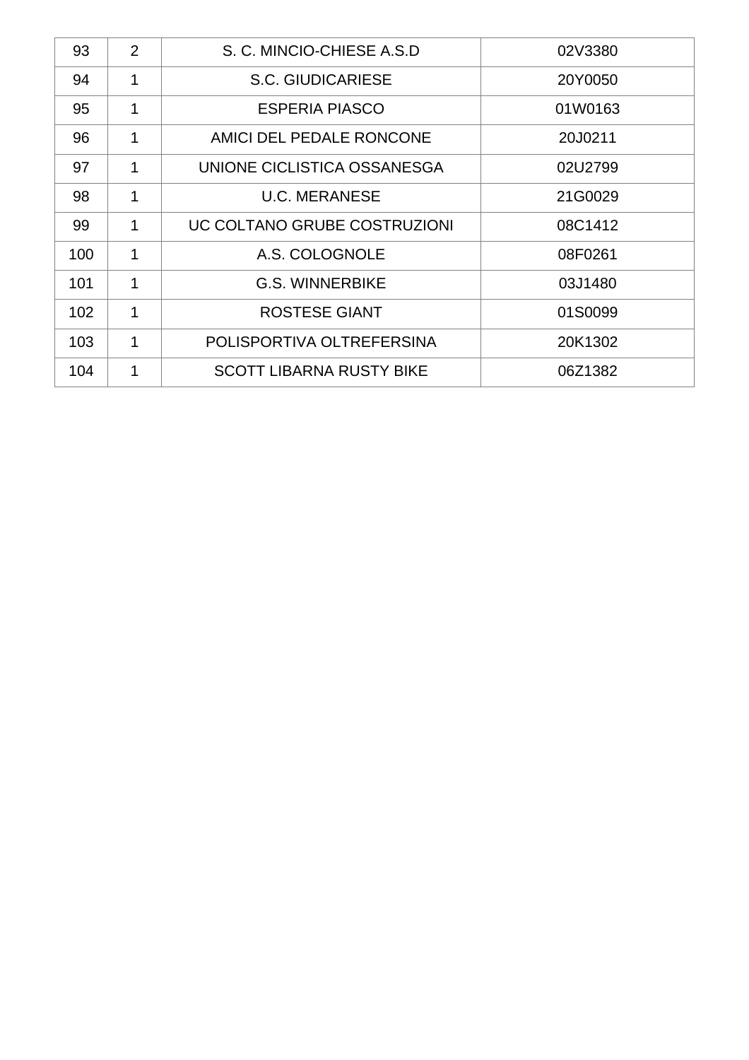| | | | |
|---|---|---|---|
| 93 | 2 | S. C. MINCIO-CHIESE A.S.D | 02V3380 |
| 94 | 1 | S.C. GIUDICARIESE | 20Y0050 |
| 95 | 1 | ESPERIA PIASCO | 01W0163 |
| 96 | 1 | AMICI DEL PEDALE RONCONE | 20J0211 |
| 97 | 1 | UNIONE CICLISTICA OSSANESGA | 02U2799 |
| 98 | 1 | U.C. MERANESE | 21G0029 |
| 99 | 1 | UC COLTANO GRUBE COSTRUZIONI | 08C1412 |
| 100 | 1 | A.S. COLOGNOLE | 08F0261 |
| 101 | 1 | G.S. WINNERBIKE | 03J1480 |
| 102 | 1 | ROSTESE GIANT | 01S0099 |
| 103 | 1 | POLISPORTIVA OLTREFERSINA | 20K1302 |
| 104 | 1 | SCOTT LIBARNA RUSTY BIKE | 06Z1382 |